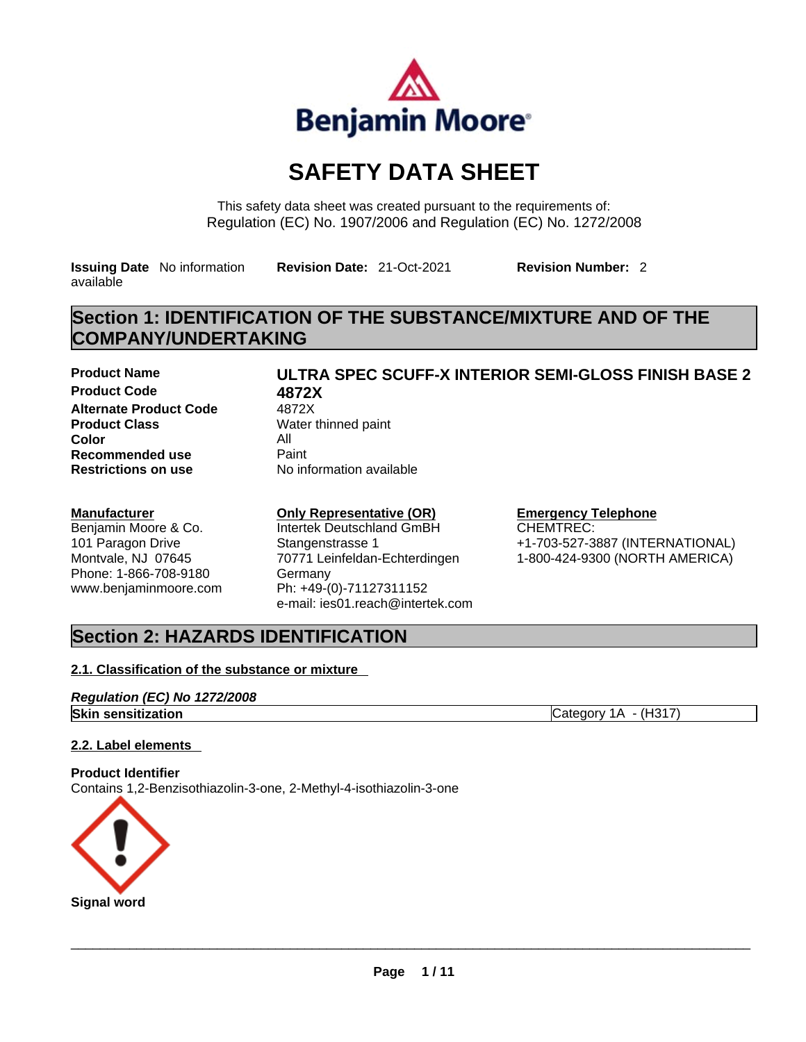Benjamin Moore

# SAFETY DATA SHEET

This safety data sheet was created pursuant to the requirements of:
Regulation (EC) No. 1907/2006 and Regulation (EC) No. 1272/2008

**Issuing Date** No information available **Revision Date:** 21-Oct-2021 **Revision Number:** 2

## Section 1: IDENTIFICATION OF THE SUBSTANCE/MIXTURE AND OF THE COMPANY/UNDERTAKING

| | |
|---|---|
| **Product Name** | **ULTRA SPEC SCUFF-X INTERIOR SEMI-GLOSS FINISH BASE 2** |
| **Product Code** | **4872X** |
| **Alternate Product Code** | 4872X |
| **Product Class** | Water thinned paint |
| **Color** | All |
| **Recommended use** | Paint |
| **Restrictions on use** | No information available |

**Manufacturer**
Benjamin Moore & Co.
101 Paragon Drive
Montvale, NJ 07645
Phone: 1-866-708-9180
www.benjaminmoore.com

**Only Representative (OR)**
Intertek Deutschland GmBH
Stangenstrasse 1
70771 Leinfeldan-Echterdingen
Germany
Ph: +49-(0)-71127311152
e-mail: ies01.reach@intertek.com

**Emergency Telephone**
CHEMTREC:
+1-703-527-3887 (INTERNATIONAL)
1-800-424-9300 (NORTH AMERICA)

## Section 2: HAZARDS IDENTIFICATION

### 2.1. Classification of the substance or mixture

***Regulation (EC) No 1272/2008***

| | |
|---|---|
| **Skin sensitization** | Category 1A - (H317) |

### 2.2. Label elements

**Product Identifier**
Contains 1,2-Benzisothiazolin-3-one, 2-Methyl-4-isothiazolin-3-one

**Signal word**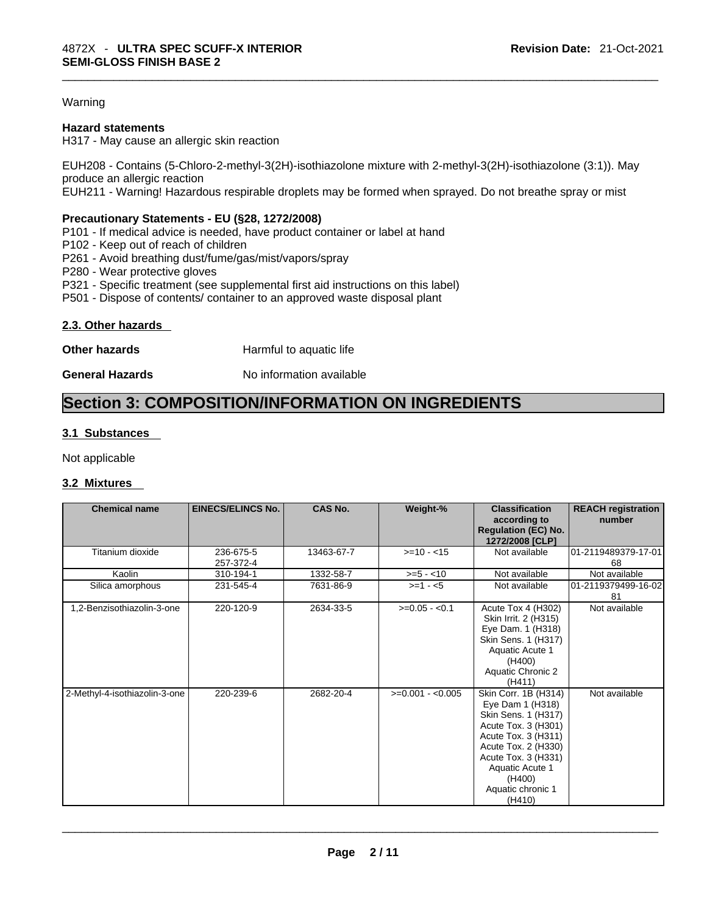Warning

**Hazard statements**
H317 - May cause an allergic skin reaction

EUH208 - Contains (5-Chloro-2-methyl-3(2H)-isothiazolone mixture with 2-methyl-3(2H)-isothiazolone (3:1)). May produce an allergic reaction
EUH211 - Warning! Hazardous respirable droplets may be formed when sprayed. Do not breathe spray or mist

**Precautionary Statements - EU (§28, 1272/2008)**
P101 - If medical advice is needed, have product container or label at hand
P102 - Keep out of reach of children
P261 - Avoid breathing dust/fume/gas/mist/vapors/spray
P280 - Wear protective gloves
P321 - Specific treatment (see supplemental first aid instructions on this label)
P501 - Dispose of contents/ container to an approved waste disposal plant

### 2.3. Other hazards

**Other hazards** Harmful to aquatic life

**General Hazards** No information available

## Section 3: COMPOSITION/INFORMATION ON INGREDIENTS

### 3.1 Substances

Not applicable

### 3.2 Mixtures

| Chemical name | EINECS/ELINCS No. | CAS No. | Weight-% | Classification according to Regulation (EC) No. 1272/2008 [CLP] | REACH registration number |
|---|---|---|---|---|---|
| Titanium dioxide | 236-675-5<br>257-372-4 | 13463-67-7 | >=10 - <15 | Not available | 01-2119489379-17-0168 |
| Kaolin | 310-194-1 | 1332-58-7 | >=5 - <10 | Not available | Not available |
| Silica amorphous | 231-545-4 | 7631-86-9 | >=1 - <5 | Not available | 01-2119379499-16-0281 |
| 1,2-Benzisothiazolin-3-one | 220-120-9 | 2634-33-5 | >=0.05 - <0.1 | Acute Tox 4 (H302)<br>Skin Irrit. 2 (H315)<br>Eye Dam. 1 (H318)<br>Skin Sens. 1 (H317)<br>Aquatic Acute 1 (H400)<br>Aquatic Chronic 2 (H411) | Not available |
| 2-Methyl-4-isothiazolin-3-one | 220-239-6 | 2682-20-4 | >=0.001 - <0.005 | Skin Corr. 1B (H314)<br>Eye Dam 1 (H318)<br>Skin Sens. 1 (H317)<br>Acute Tox. 3 (H301)<br>Acute Tox. 3 (H311)<br>Acute Tox. 2 (H330)<br>Acute Tox. 3 (H331)<br>Aquatic Acute 1 (H400)<br>Aquatic chronic 1 (H410) | Not available |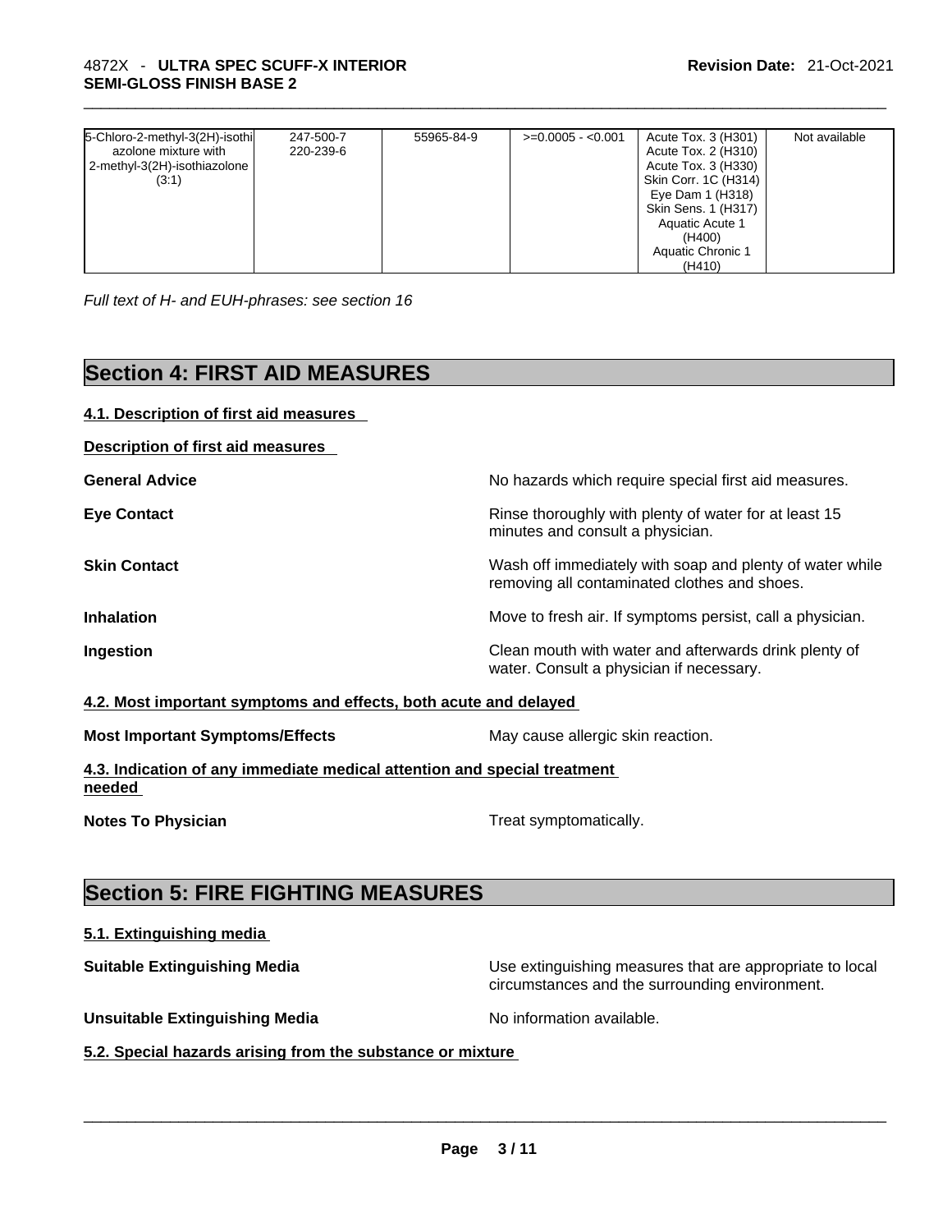| | | | | | |
|---|---|---|---|---|---|
| 5-Chloro-2-methyl-3(2H)-isothiazolone mixture with 2-methyl-3(2H)-isothiazolone (3:1) | 247-500-7 220-239-6 | 55965-84-9 | >=0.0005 - <0.001 | Acute Tox. 3 (H301) Acute Tox. 2 (H310) Acute Tox. 3 (H330) Skin Corr. 1C (H314) Eye Dam 1 (H318) Skin Sens. 1 (H317) Aquatic Acute 1 (H400) Aquatic Chronic 1 (H410) | Not available |

*Full text of H- and EUH-phrases: see section 16*

# Section 4: FIRST AID MEASURES

**4.1. Description of first aid measures**

**Description of first aid measures**

**General Advice** No hazards which require special first aid measures.

**Eye Contact** Rinse thoroughly with plenty of water for at least 15 minutes and consult a physician.

**Skin Contact** Wash off immediately with soap and plenty of water while removing all contaminated clothes and shoes.

**Inhalation** Move to fresh air. If symptoms persist, call a physician.

**Ingestion** Clean mouth with water and afterwards drink plenty of water. Consult a physician if necessary.

**4.2. Most important symptoms and effects, both acute and delayed**

**Most Important Symptoms/Effects** May cause allergic skin reaction.

**4.3. Indication of any immediate medical attention and special treatment needed**

**Notes To Physician** Treat symptomatically.

# Section 5: FIRE FIGHTING MEASURES

**5.1. Extinguishing media**

**Suitable Extinguishing Media** Use extinguishing measures that are appropriate to local circumstances and the surrounding environment.

**Unsuitable Extinguishing Media** No information available.

**5.2. Special hazards arising from the substance or mixture**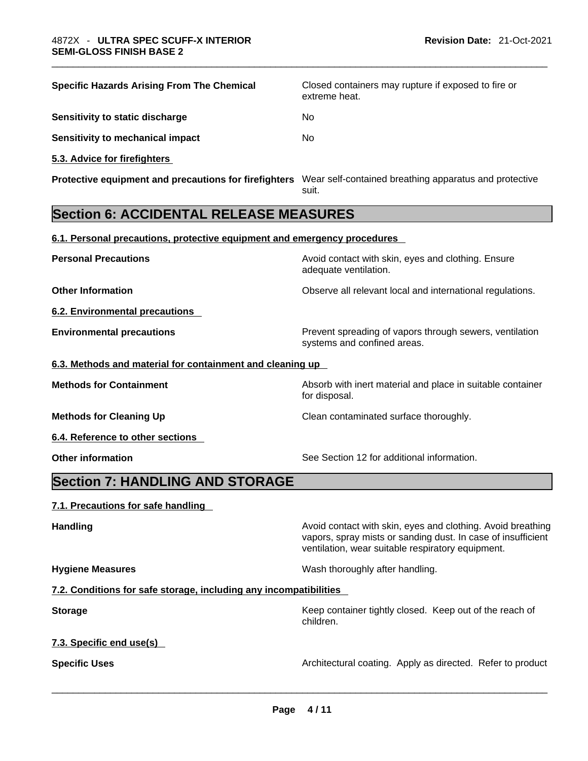| | |
|---|---|
| **Specific Hazards Arising From The Chemical** | Closed containers may rupture if exposed to fire or extreme heat. |
| **Sensitivity to static discharge** | No |
| **Sensitivity to mechanical impact** | No |

**5.3. Advice for firefighters**

| | |
|---|---|
| **Protective equipment and precautions for firefighters** | Wear self-contained breathing apparatus and protective suit. |

## Section 6: ACCIDENTAL RELEASE MEASURES

**6.1. Personal precautions, protective equipment and emergency procedures**

| | |
|---|---|
| **Personal Precautions** | Avoid contact with skin, eyes and clothing. Ensure adequate ventilation. |
| **Other Information** | Observe all relevant local and international regulations. |

**6.2. Environmental precautions**

| | |
|---|---|
| **Environmental precautions** | Prevent spreading of vapors through sewers, ventilation systems and confined areas. |

**6.3. Methods and material for containment and cleaning up**

| | |
|---|---|
| **Methods for Containment** | Absorb with inert material and place in suitable container for disposal. |
| **Methods for Cleaning Up** | Clean contaminated surface thoroughly. |

**6.4. Reference to other sections**

| | |
|---|---|
| **Other information** | See Section 12 for additional information. |

## Section 7: HANDLING AND STORAGE

**7.1. Precautions for safe handling**

| | |
|---|---|
| **Handling** | Avoid contact with skin, eyes and clothing. Avoid breathing vapors, spray mists or sanding dust. In case of insufficient ventilation, wear suitable respiratory equipment. |
| **Hygiene Measures** | Wash thoroughly after handling. |

**7.2. Conditions for safe storage, including any incompatibilities**

| | |
|---|---|
| **Storage** | Keep container tightly closed. Keep out of the reach of children. |

**7.3. Specific end use(s)**

| | |
|---|---|
| **Specific Uses** | Architectural coating. Apply as directed. Refer to product |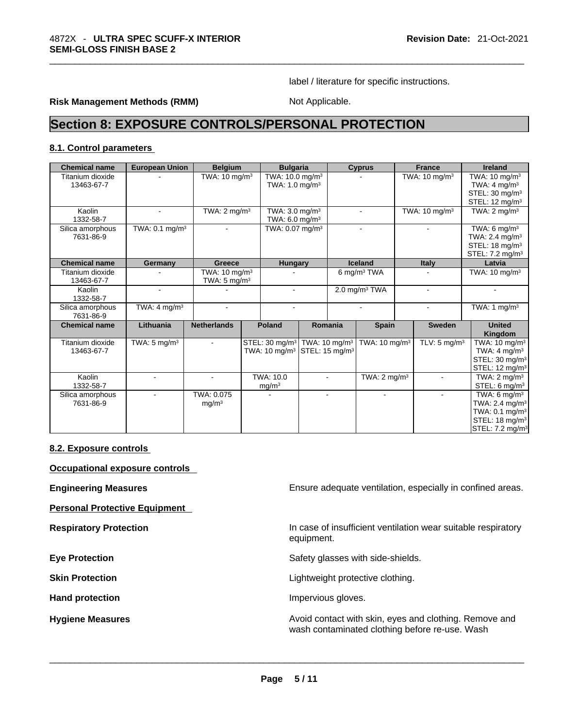label / literature for specific instructions.

**Risk Management Methods (RMM)** Not Applicable.

# Section 8: EXPOSURE CONTROLS/PERSONAL PROTECTION

## 8.1. Control parameters

| Chemical name | European Union | Belgium | Bulgaria | Cyprus | France | Ireland |
|---|---|---|---|---|---|---|
| Titanium dioxide 13463-67-7 | - | TWA: 10 mg/m³ | TWA: 10.0 mg/m³ TWA: 1.0 mg/m³ | - | TWA: 10 mg/m³ | TWA: 10 mg/m³ TWA: 4 mg/m³ STEL: 30 mg/m³ STEL: 12 mg/m³ |
| Kaolin 1332-58-7 | - | TWA: 2 mg/m³ | TWA: 3.0 mg/m³ TWA: 6.0 mg/m³ | - | TWA: 10 mg/m³ | TWA: 2 mg/m³ |
| Silica amorphous 7631-86-9 | TWA: 0.1 mg/m³ | - | TWA: 0.07 mg/m³ | - | - | TWA: 6 mg/m³ TWA: 2.4 mg/m³ STEL: 18 mg/m³ STEL: 7.2 mg/m³ |

| Chemical name | Germany | Greece | Hungary | Iceland | Italy | Latvia |
|---|---|---|---|---|---|---|
| Titanium dioxide 13463-67-7 | - | TWA: 10 mg/m³ TWA: 5 mg/m³ | - | 6 mg/m³ TWA | - | TWA: 10 mg/m³ |
| Kaolin 1332-58-7 | - | - | - | 2.0 mg/m³ TWA | - | - |
| Silica amorphous 7631-86-9 | TWA: 4 mg/m³ | - | - | - | - | TWA: 1 mg/m³ |

| Chemical name | Lithuania | Netherlands | Poland | Romania | Spain | Sweden | United Kingdom |
|---|---|---|---|---|---|---|---|
| Titanium dioxide 13463-67-7 | TWA: 5 mg/m³ | - | STEL: 30 mg/m³ TWA: 10 mg/m³ | TWA: 10 mg/m³ STEL: 15 mg/m³ | TWA: 10 mg/m³ | TLV: 5 mg/m³ | TWA: 10 mg/m³ TWA: 4 mg/m³ STEL: 30 mg/m³ STEL: 12 mg/m³ |
| Kaolin 1332-58-7 | - | - | TWA: 10.0 mg/m³ | - | TWA: 2 mg/m³ | - | TWA: 2 mg/m³ STEL: 6 mg/m³ |
| Silica amorphous 7631-86-9 | - | TWA: 0.075 mg/m³ | - | - | - | - | TWA: 6 mg/m³ TWA: 2.4 mg/m³ TWA: 0.1 mg/m³ STEL: 18 mg/m³ STEL: 7.2 mg/m³ |

## 8.2. Exposure controls

**Occupational exposure controls**

**Engineering Measures** Ensure adequate ventilation, especially in confined areas.

**Personal Protective Equipment**

**Respiratory Protection** In case of insufficient ventilation wear suitable respiratory equipment.

**Eye Protection** Safety glasses with side-shields.

**Skin Protection** Lightweight protective clothing.

**Hand protection** Impervious gloves.

**Hygiene Measures** Avoid contact with skin, eyes and clothing. Remove and wash contaminated clothing before re-use. Wash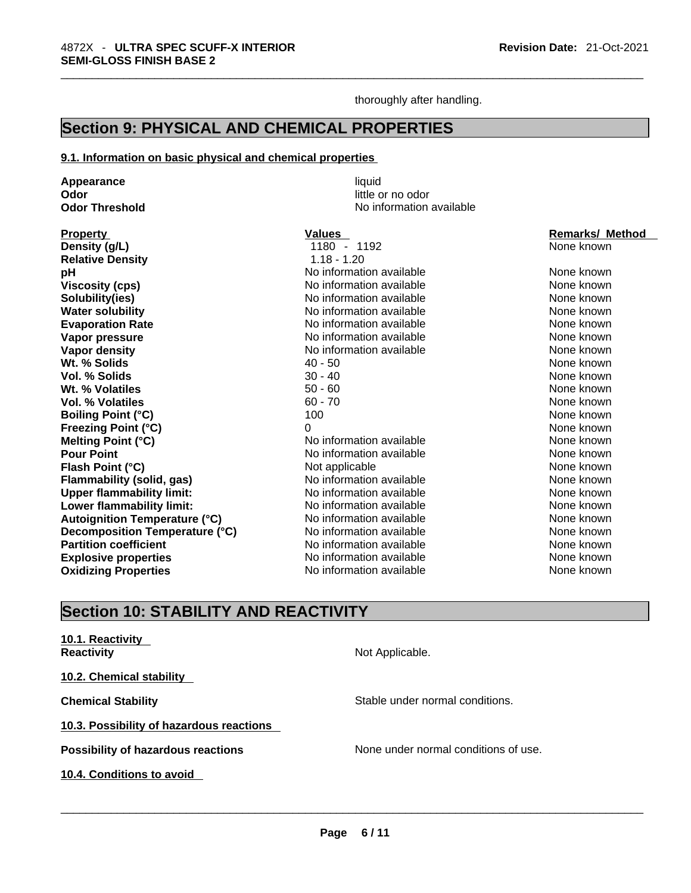thoroughly after handling.

## Section 9: PHYSICAL AND CHEMICAL PROPERTIES

### 9.1. Information on basic physical and chemical properties

**Appearance** liquid
**Odor** little or no odor
**Odor Threshold** No information available

| Property | Values | Remarks/ Method |
|---|---|---|
| **Density (g/L)** | 1180 - 1192 | None known |
| **Relative Density** | 1.18 - 1.20 | |
| **pH** | No information available | None known |
| **Viscosity (cps)** | No information available | None known |
| **Solubility(ies)** | No information available | None known |
| **Water solubility** | No information available | None known |
| **Evaporation Rate** | No information available | None known |
| **Vapor pressure** | No information available | None known |
| **Vapor density** | No information available | None known |
| **Wt. % Solids** | 40 - 50 | None known |
| **Vol. % Solids** | 30 - 40 | None known |
| **Wt. % Volatiles** | 50 - 60 | None known |
| **Vol. % Volatiles** | 60 - 70 | None known |
| **Boiling Point (°C)** | 100 | None known |
| **Freezing Point (°C)** | 0 | None known |
| **Melting Point (°C)** | No information available | None known |
| **Pour Point** | No information available | None known |
| **Flash Point (°C)** | Not applicable | None known |
| **Flammability (solid, gas)** | No information available | None known |
| **Upper flammability limit:** | No information available | None known |
| **Lower flammability limit:** | No information available | None known |
| **Autoignition Temperature (°C)** | No information available | None known |
| **Decomposition Temperature (°C)** | No information available | None known |
| **Partition coefficient** | No information available | None known |
| **Explosive properties** | No information available | None known |
| **Oxidizing Properties** | No information available | None known |

## Section 10: STABILITY AND REACTIVITY

### 10.1. Reactivity

**Reactivity** Not Applicable.

### 10.2. Chemical stability

**Chemical Stability** Stable under normal conditions.

### 10.3. Possibility of hazardous reactions

**Possibility of hazardous reactions** None under normal conditions of use.

### 10.4. Conditions to avoid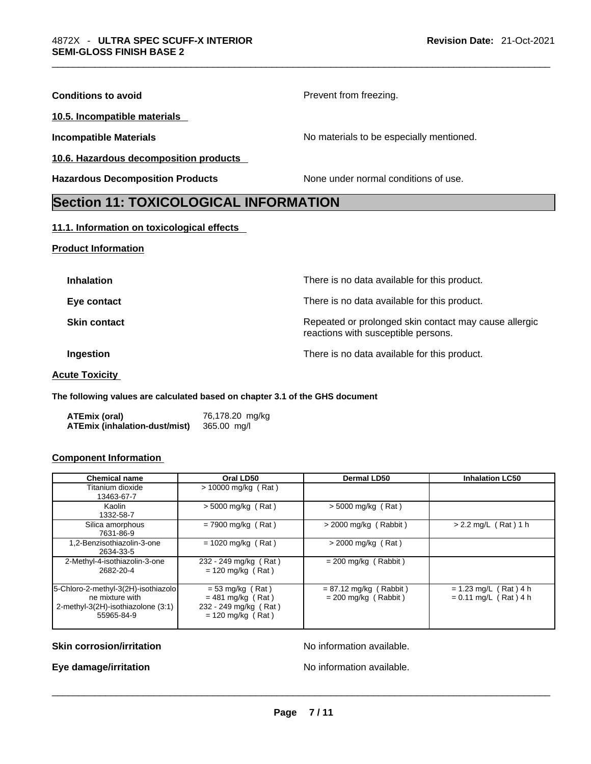**Conditions to avoid** Prevent from freezing.

**10.5. Incompatible materials**

**Incompatible Materials** No materials to be especially mentioned.

**10.6. Hazardous decomposition products**

**Hazardous Decomposition Products** None under normal conditions of use.

# Section 11: TOXICOLOGICAL INFORMATION

**11.1. Information on toxicological effects**

**Product Information**

**Inhalation** There is no data available for this product.

**Eye contact** There is no data available for this product.

**Skin contact** Repeated or prolonged skin contact may cause allergic reactions with susceptible persons.

**Ingestion** There is no data available for this product.

**Acute Toxicity**

**The following values are calculated based on chapter 3.1 of the GHS document**

**ATEmix (oral)** 76,178.20 mg/kg
**ATEmix (inhalation-dust/mist)** 365.00 mg/l

**Component Information**

| Chemical name | Oral LD50 | Dermal LD50 | Inhalation LC50 |
|---|---|---|---|
| Titanium dioxide<br>13463-67-7 | > 10000 mg/kg ( Rat ) | | |
| Kaolin<br>1332-58-7 | > 5000 mg/kg ( Rat ) | > 5000 mg/kg ( Rat ) | |
| Silica amorphous<br>7631-86-9 | = 7900 mg/kg ( Rat ) | > 2000 mg/kg ( Rabbit ) | > 2.2 mg/L ( Rat ) 1 h |
| 1,2-Benzisothiazolin-3-one<br>2634-33-5 | = 1020 mg/kg ( Rat ) | > 2000 mg/kg ( Rat ) | |
| 2-Methyl-4-isothiazolin-3-one<br>2682-20-4 | 232 - 249 mg/kg ( Rat )<br>= 120 mg/kg ( Rat ) | = 200 mg/kg ( Rabbit ) | |
| 5-Chloro-2-methyl-3(2H)-isothiazolone mixture with 2-methyl-3(2H)-isothiazolone (3:1)<br>55965-84-9 | = 53 mg/kg ( Rat )<br>= 481 mg/kg ( Rat )<br>232 - 249 mg/kg ( Rat )<br>= 120 mg/kg ( Rat ) | = 87.12 mg/kg ( Rabbit )<br>= 200 mg/kg ( Rabbit ) | = 1.23 mg/L ( Rat ) 4 h<br>= 0.11 mg/L ( Rat ) 4 h |

**Skin corrosion/irritation** No information available.

**Eye damage/irritation** No information available.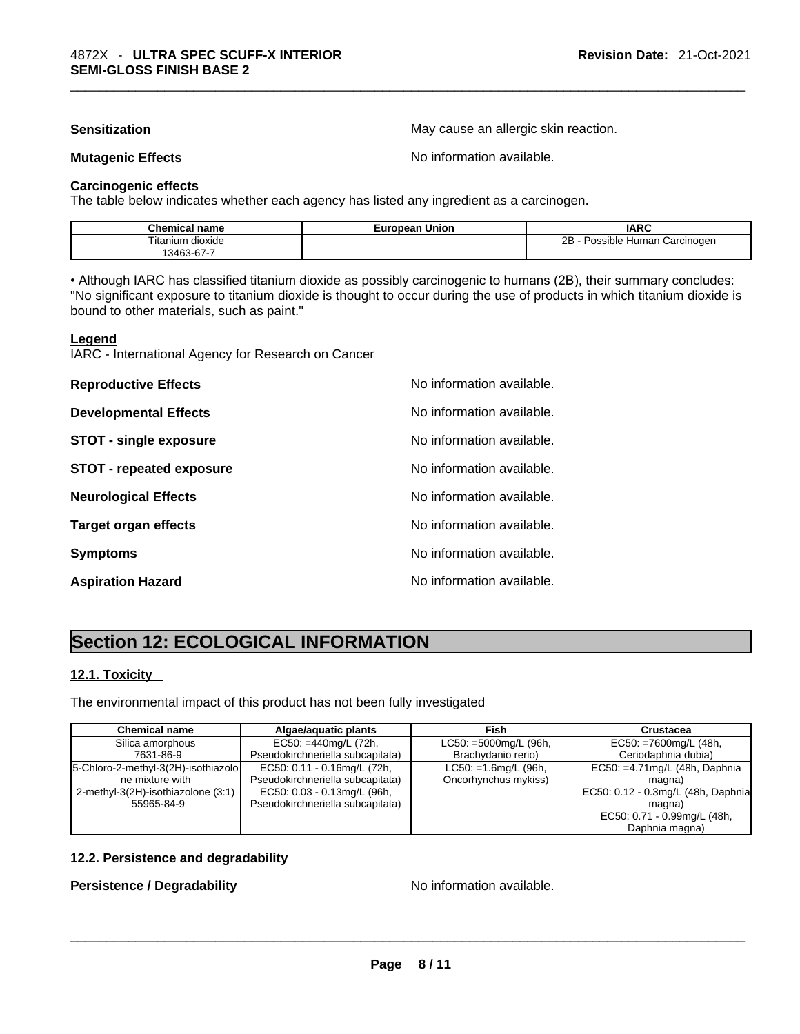**Sensitization** May cause an allergic skin reaction.

**Mutagenic Effects** No information available.

**Carcinogenic effects**

The table below indicates whether each agency has listed any ingredient as a carcinogen.

| Chemical name | European Union | IARC |
|---|---|---|
| Titanium dioxide 13463-67-7 | | 2B - Possible Human Carcinogen |

• Although IARC has classified titanium dioxide as possibly carcinogenic to humans (2B), their summary concludes: "No significant exposure to titanium dioxide is thought to occur during the use of products in which titanium dioxide is bound to other materials, such as paint."

**Legend**

IARC - International Agency for Research on Cancer

**Reproductive Effects** No information available.

**Developmental Effects** No information available.

**STOT - single exposure** No information available.

**STOT - repeated exposure** No information available.

**Neurological Effects** No information available.

**Target organ effects** No information available.

**Symptoms** No information available.

**Aspiration Hazard** No information available.

## Section 12: ECOLOGICAL INFORMATION

### 12.1. Toxicity

The environmental impact of this product has not been fully investigated

| Chemical name | Algae/aquatic plants | Fish | Crustacea |
|---|---|---|---|
| Silica amorphous 7631-86-9 | EC50: =440mg/L (72h, Pseudokirchneriella subcapitata) | LC50: =5000mg/L (96h, Brachydanio rerio) | EC50: =7600mg/L (48h, Ceriodaphnia dubia) |
| 5-Chloro-2-methyl-3(2H)-isothiazolone mixture with 2-methyl-3(2H)-isothiazolone (3:1) 55965-84-9 | EC50: 0.11 - 0.16mg/L (72h, Pseudokirchneriella subcapitata) EC50: 0.03 - 0.13mg/L (96h, Pseudokirchneriella subcapitata) | LC50: =1.6mg/L (96h, Oncorhynchus mykiss) | EC50: =4.71mg/L (48h, Daphnia magna) EC50: 0.12 - 0.3mg/L (48h, Daphnia magna) EC50: 0.71 - 0.99mg/L (48h, Daphnia magna) |

### 12.2. Persistence and degradability

**Persistence / Degradability** No information available.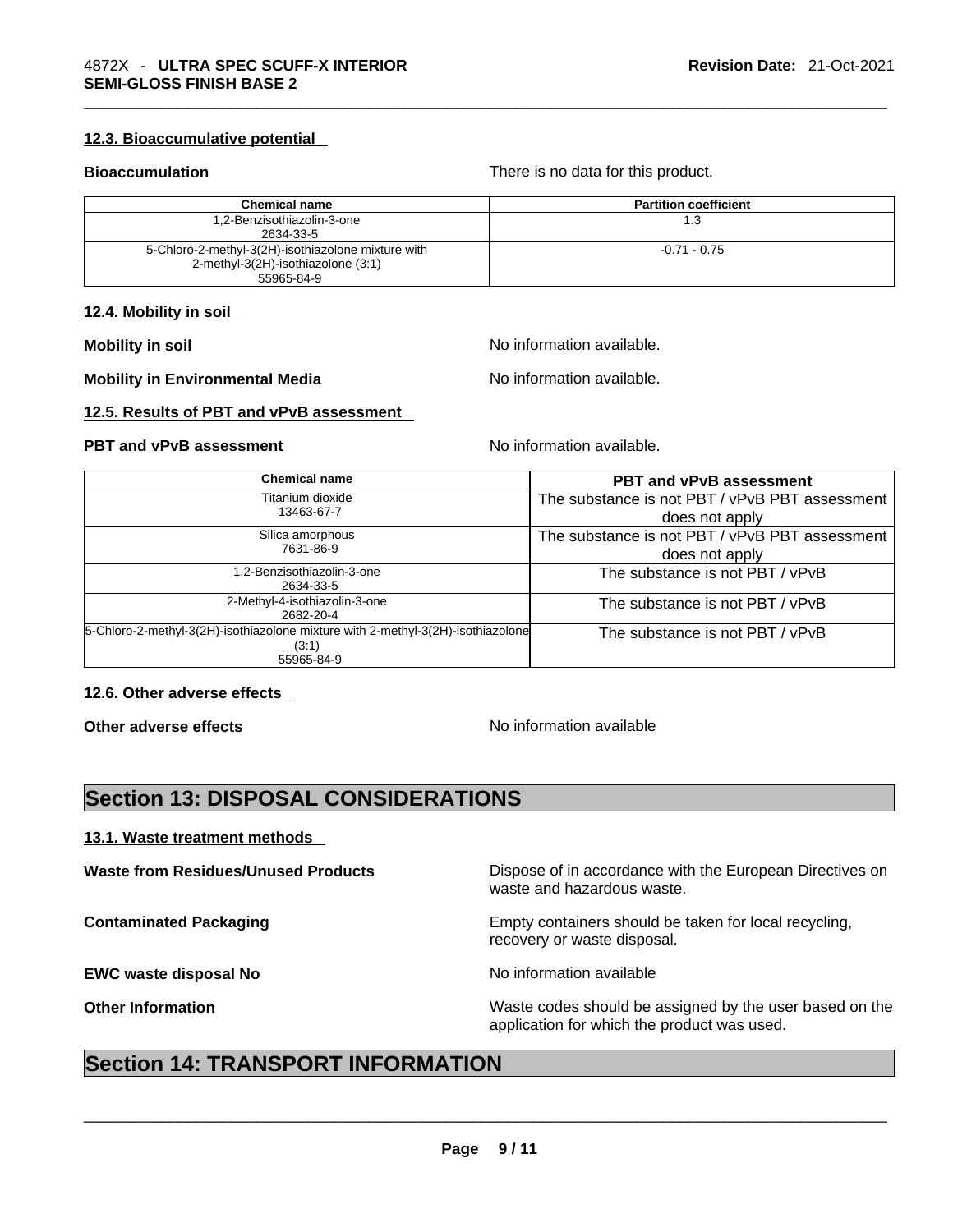#### 12.3. Bioaccumulative potential

**Bioaccumulation** There is no data for this product.

| Chemical name | Partition coefficient |
|---|---|
| 1,2-Benzisothiazolin-3-one<br>2634-33-5 | 1.3 |
| 5-Chloro-2-methyl-3(2H)-isothiazolone mixture with 2-methyl-3(2H)-isothiazolone (3:1)<br>55965-84-9 | -0.71 - 0.75 |

#### 12.4. Mobility in soil

**Mobility in soil** No information available.

**Mobility in Environmental Media** No information available.

#### 12.5. Results of PBT and vPvB assessment

**PBT and vPvB assessment** No information available.

| Chemical name | PBT and vPvB assessment |
|---|---|
| Titanium dioxide<br>13463-67-7 | The substance is not PBT / vPvB PBT assessment does not apply |
| Silica amorphous<br>7631-86-9 | The substance is not PBT / vPvB PBT assessment does not apply |
| 1,2-Benzisothiazolin-3-one<br>2634-33-5 | The substance is not PBT / vPvB |
| 2-Methyl-4-isothiazolin-3-one<br>2682-20-4 | The substance is not PBT / vPvB |
| 5-Chloro-2-methyl-3(2H)-isothiazolone mixture with 2-methyl-3(2H)-isothiazolone (3:1)<br>55965-84-9 | The substance is not PBT / vPvB |

#### 12.6. Other adverse effects

**Other adverse effects** No information available

## Section 13: DISPOSAL CONSIDERATIONS

#### 13.1. Waste treatment methods

**Waste from Residues/Unused Products** Dispose of in accordance with the European Directives on waste and hazardous waste.

**Contaminated Packaging** Empty containers should be taken for local recycling, recovery or waste disposal.

**EWC waste disposal No** No information available

**Other Information** Waste codes should be assigned by the user based on the application for which the product was used.

## Section 14: TRANSPORT INFORMATION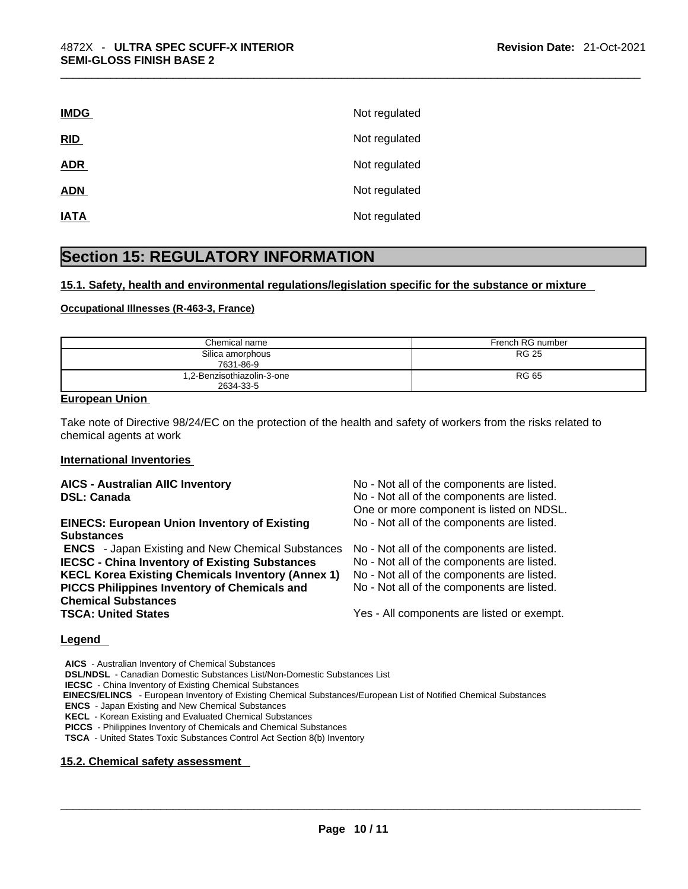| | |
|---|---|
| **IMDG** | Not regulated |
| **RID** | Not regulated |
| **ADR** | Not regulated |
| **ADN** | Not regulated |
| **IATA** | Not regulated |

# Section 15: REGULATORY INFORMATION

## 15.1. Safety, health and environmental regulations/legislation specific for the substance or mixture

**Occupational Illnesses (R-463-3, France)**

| Chemical name | French RG number |
|---|---|
| Silica amorphous<br>7631-86-9 | RG 25 |
| 1,2-Benzisothiazolin-3-one<br>2634-33-5 | RG 65 |

**European Union**

Take note of Directive 98/24/EC on the protection of the health and safety of workers from the risks related to chemical agents at work

**International Inventories**

| | |
|---|---|
| **AICS - Australian AIIC Inventory** | No - Not all of the components are listed. |
| **DSL: Canada** | No - Not all of the components are listed.<br>One or more component is listed on NDSL. |
| **EINECS: European Union Inventory of Existing Substances** | No - Not all of the components are listed. |
| **ENCS** - Japan Existing and New Chemical Substances | No - Not all of the components are listed. |
| **IECSC - China Inventory of Existing Substances** | No - Not all of the components are listed. |
| **KECL Korea Existing Chemicals Inventory (Annex 1)** | No - Not all of the components are listed. |
| **PICCS Philippines Inventory of Chemicals and Chemical Substances** | No - Not all of the components are listed. |
| **TSCA: United States** | Yes - All components are listed or exempt. |

**Legend**

**AICS** - Australian Inventory of Chemical Substances
**DSL/NDSL** - Canadian Domestic Substances List/Non-Domestic Substances List
**IECSC** - China Inventory of Existing Chemical Substances
**EINECS/ELINCS** - European Inventory of Existing Chemical Substances/European List of Notified Chemical Substances
**ENCS** - Japan Existing and New Chemical Substances
**KECL** - Korean Existing and Evaluated Chemical Substances
**PICCS** - Philippines Inventory of Chemicals and Chemical Substances
**TSCA** - United States Toxic Substances Control Act Section 8(b) Inventory

## 15.2. Chemical safety assessment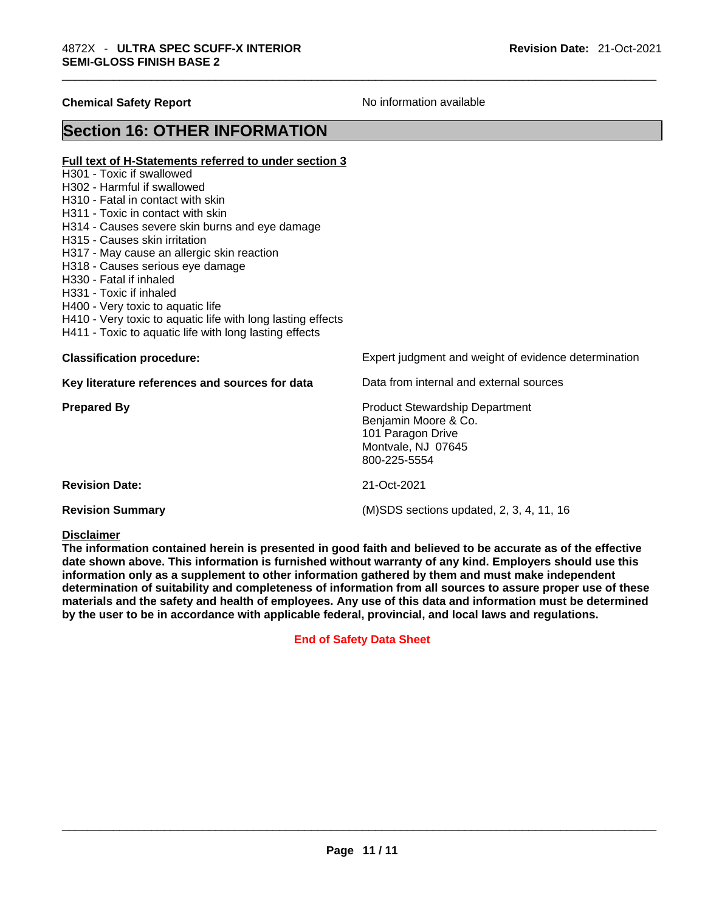**Chemical Safety Report** No information available

## Section 16: OTHER INFORMATION

**Full text of H-Statements referred to under section 3**

H301 - Toxic if swallowed
H302 - Harmful if swallowed
H310 - Fatal in contact with skin
H311 - Toxic in contact with skin
H314 - Causes severe skin burns and eye damage
H315 - Causes skin irritation
H317 - May cause an allergic skin reaction
H318 - Causes serious eye damage
H330 - Fatal if inhaled
H331 - Toxic if inhaled
H400 - Very toxic to aquatic life
H410 - Very toxic to aquatic life with long lasting effects
H411 - Toxic to aquatic life with long lasting effects

**Classification procedure:** Expert judgment and weight of evidence determination

**Key literature references and sources for data** Data from internal and external sources

**Prepared By** Product Stewardship Department
Benjamin Moore & Co.
101 Paragon Drive
Montvale, NJ 07645
800-225-5554

**Revision Date:** 21-Oct-2021

**Revision Summary** (M)SDS sections updated, 2, 3, 4, 11, 16

**Disclaimer**

**The information contained herein is presented in good faith and believed to be accurate as of the effective date shown above. This information is furnished without warranty of any kind. Employers should use this information only as a supplement to other information gathered by them and must make independent determination of suitability and completeness of information from all sources to assure proper use of these materials and the safety and health of employees. Any use of this data and information must be determined by the user to be in accordance with applicable federal, provincial, and local laws and regulations.**

**End of Safety Data Sheet**